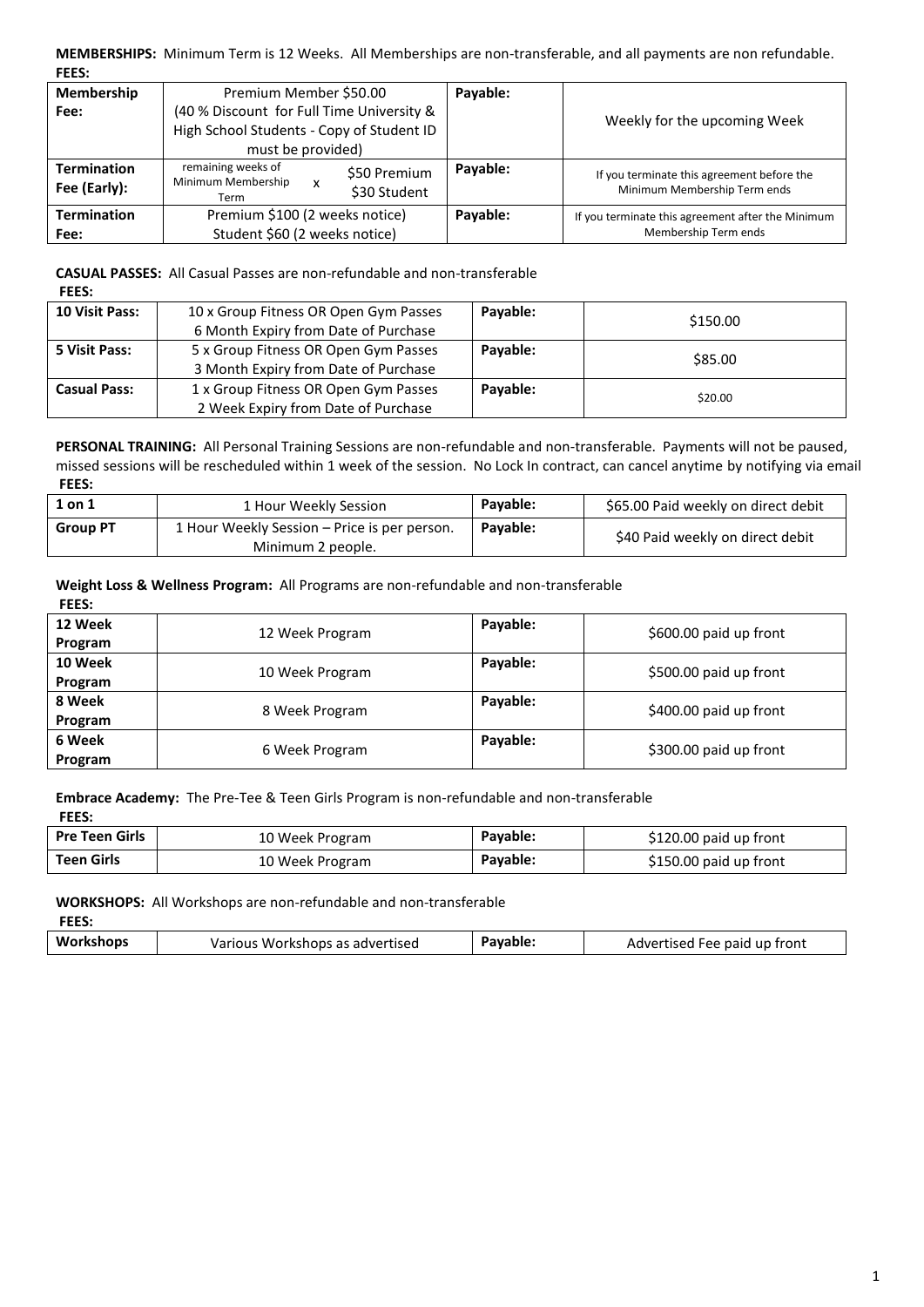**MEMBERSHIPS:** Minimum Term is 12 Weeks. All Memberships are non-transferable, and all payments are non refundable.

**FEES:**

| | | | |
|---|---|---|---|
| **Membership Fee:** | Premium Member $50.00 (40 % Discount for Full Time University & High School Students - Copy of Student ID must be provided) | **Payable:** | Weekly for the upcoming Week |
| **Termination Fee (Early):** | remaining weeks of Minimum Membership Term x $50 Premium $30 Student | **Payable:** | If you terminate this agreement before the Minimum Membership Term ends |
| **Termination Fee:** | Premium $100 (2 weeks notice) Student $60 (2 weeks notice) | **Payable:** | If you terminate this agreement after the Minimum Membership Term ends |

**CASUAL PASSES:** All Casual Passes are non-refundable and non-transferable

**FEES:**

| | | | |
|---|---|---|---|
| **10 Visit Pass:** | 10 x Group Fitness OR Open Gym Passes 6 Month Expiry from Date of Purchase | **Payable:** | $150.00 |
| **5 Visit Pass:** | 5 x Group Fitness OR Open Gym Passes 3 Month Expiry from Date of Purchase | **Payable:** | $85.00 |
| **Casual Pass:** | 1 x Group Fitness OR Open Gym Passes 2 Week Expiry from Date of Purchase | **Payable:** | $20.00 |

**PERSONAL TRAINING:** All Personal Training Sessions are non-refundable and non-transferable. Payments will not be paused, missed sessions will be rescheduled within 1 week of the session. No Lock In contract, can cancel anytime by notifying via email

**FEES:**

| | | | |
|---|---|---|---|
| **1 on 1** | 1 Hour Weekly Session | **Payable:** | $65.00 Paid weekly on direct debit |
| **Group PT** | 1 Hour Weekly Session – Price is per person. Minimum 2 people. | **Payable:** | $40 Paid weekly on direct debit |

**Weight Loss & Wellness Program:** All Programs are non-refundable and non-transferable

**FEES:**

| | | | |
|---|---|---|---|
| **12 Week Program** | 12 Week Program | **Payable:** | $600.00 paid up front |
| **10 Week Program** | 10 Week Program | **Payable:** | $500.00 paid up front |
| **8 Week Program** | 8 Week Program | **Payable:** | $400.00 paid up front |
| **6 Week Program** | 6 Week Program | **Payable:** | $300.00 paid up front |

**Embrace Academy:** The Pre-Tee & Teen Girls Program is non-refundable and non-transferable

**FEES:**

| | | | |
|---|---|---|---|
| **Pre Teen Girls** | 10 Week Program | **Payable:** | $120.00 paid up front |
| **Teen Girls** | 10 Week Program | **Payable:** | $150.00 paid up front |

**WORKSHOPS:** All Workshops are non-refundable and non-transferable

**FEES:**

| | | | |
|---|---|---|---|
| **Workshops** | Various Workshops as advertised | **Payable:** | Advertised Fee paid up front |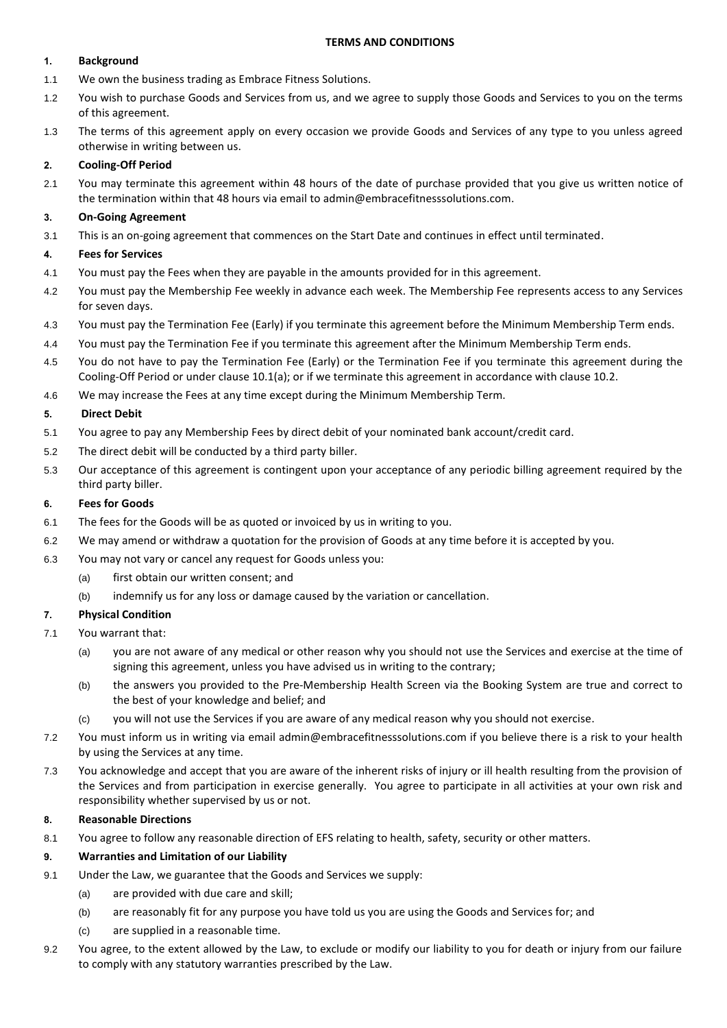**TERMS AND CONDITIONS**

**1. Background**

1.1 We own the business trading as Embrace Fitness Solutions.

1.2 You wish to purchase Goods and Services from us, and we agree to supply those Goods and Services to you on the terms of this agreement.

1.3 The terms of this agreement apply on every occasion we provide Goods and Services of any type to you unless agreed otherwise in writing between us.

**2. Cooling-Off Period**

2.1 You may terminate this agreement within 48 hours of the date of purchase provided that you give us written notice of the termination within that 48 hours via email to admin@embracefitnesssolutions.com.

**3. On-Going Agreement**

3.1 This is an on-going agreement that commences on the Start Date and continues in effect until terminated.

**4. Fees for Services**

4.1 You must pay the Fees when they are payable in the amounts provided for in this agreement.

4.2 You must pay the Membership Fee weekly in advance each week. The Membership Fee represents access to any Services for seven days.

4.3 You must pay the Termination Fee (Early) if you terminate this agreement before the Minimum Membership Term ends.

4.4 You must pay the Termination Fee if you terminate this agreement after the Minimum Membership Term ends.

4.5 You do not have to pay the Termination Fee (Early) or the Termination Fee if you terminate this agreement during the Cooling-Off Period or under clause 10.1(a); or if we terminate this agreement in accordance with clause 10.2.

4.6 We may increase the Fees at any time except during the Minimum Membership Term.

**5. Direct Debit**

5.1 You agree to pay any Membership Fees by direct debit of your nominated bank account/credit card.

5.2 The direct debit will be conducted by a third party biller.

5.3 Our acceptance of this agreement is contingent upon your acceptance of any periodic billing agreement required by the third party biller.

**6. Fees for Goods**

6.1 The fees for the Goods will be as quoted or invoiced by us in writing to you.

6.2 We may amend or withdraw a quotation for the provision of Goods at any time before it is accepted by you.

6.3 You may not vary or cancel any request for Goods unless you:

(a) first obtain our written consent; and

(b) indemnify us for any loss or damage caused by the variation or cancellation.

**7. Physical Condition**

7.1 You warrant that:

(a) you are not aware of any medical or other reason why you should not use the Services and exercise at the time of signing this agreement, unless you have advised us in writing to the contrary;

(b) the answers you provided to the Pre-Membership Health Screen via the Booking System are true and correct to the best of your knowledge and belief; and

(c) you will not use the Services if you are aware of any medical reason why you should not exercise.

7.2 You must inform us in writing via email admin@embracefitnesssolutions.com if you believe there is a risk to your health by using the Services at any time.

7.3 You acknowledge and accept that you are aware of the inherent risks of injury or ill health resulting from the provision of the Services and from participation in exercise generally. You agree to participate in all activities at your own risk and responsibility whether supervised by us or not.

**8. Reasonable Directions**

8.1 You agree to follow any reasonable direction of EFS relating to health, safety, security or other matters.

**9. Warranties and Limitation of our Liability**

9.1 Under the Law, we guarantee that the Goods and Services we supply:

(a) are provided with due care and skill;

(b) are reasonably fit for any purpose you have told us you are using the Goods and Services for; and

(c) are supplied in a reasonable time.

9.2 You agree, to the extent allowed by the Law, to exclude or modify our liability to you for death or injury from our failure to comply with any statutory warranties prescribed by the Law.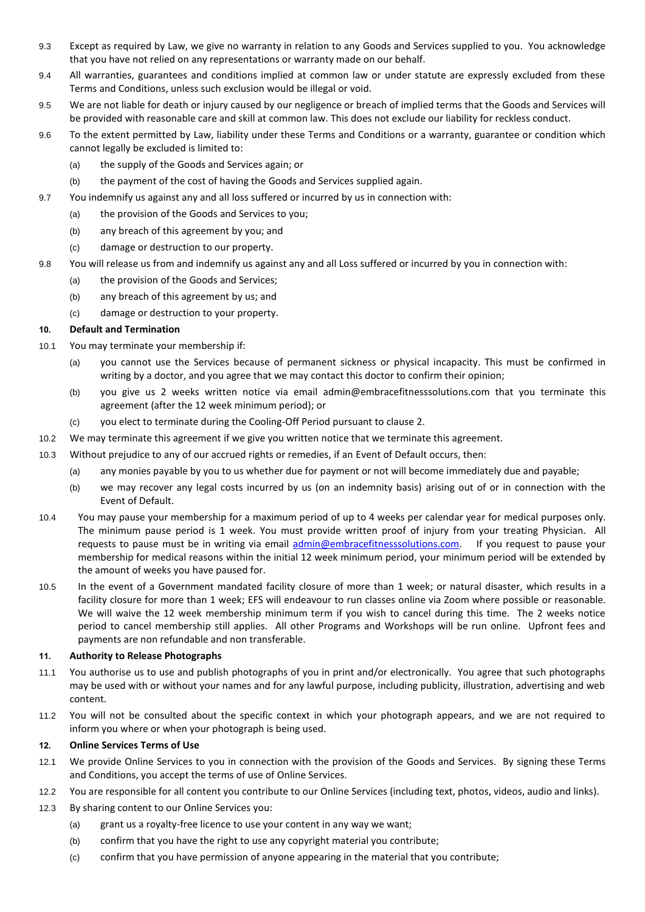9.3 Except as required by Law, we give no warranty in relation to any Goods and Services supplied to you. You acknowledge that you have not relied on any representations or warranty made on our behalf.

9.4 All warranties, guarantees and conditions implied at common law or under statute are expressly excluded from these Terms and Conditions, unless such exclusion would be illegal or void.

9.5 We are not liable for death or injury caused by our negligence or breach of implied terms that the Goods and Services will be provided with reasonable care and skill at common law. This does not exclude our liability for reckless conduct.

9.6 To the extent permitted by Law, liability under these Terms and Conditions or a warranty, guarantee or condition which cannot legally be excluded is limited to:

- (a) the supply of the Goods and Services again; or
- (b) the payment of the cost of having the Goods and Services supplied again.

9.7 You indemnify us against any and all loss suffered or incurred by us in connection with:

- (a) the provision of the Goods and Services to you;
- (b) any breach of this agreement by you; and
- (c) damage or destruction to our property.

9.8 You will release us from and indemnify us against any and all Loss suffered or incurred by you in connection with:

- (a) the provision of the Goods and Services;
- (b) any breach of this agreement by us; and
- (c) damage or destruction to your property.

### 10. Default and Termination

10.1 You may terminate your membership if:

- (a) you cannot use the Services because of permanent sickness or physical incapacity. This must be confirmed in writing by a doctor, and you agree that we may contact this doctor to confirm their opinion;
- (b) you give us 2 weeks written notice via email admin@embracefitnesssolutions.com that you terminate this agreement (after the 12 week minimum period); or
- (c) you elect to terminate during the Cooling-Off Period pursuant to clause 2.

10.2 We may terminate this agreement if we give you written notice that we terminate this agreement.

10.3 Without prejudice to any of our accrued rights or remedies, if an Event of Default occurs, then:

- (a) any monies payable by you to us whether due for payment or not will become immediately due and payable;
- (b) we may recover any legal costs incurred by us (on an indemnity basis) arising out of or in connection with the Event of Default.

10.4 You may pause your membership for a maximum period of up to 4 weeks per calendar year for medical purposes only. The minimum pause period is 1 week. You must provide written proof of injury from your treating Physician. All requests to pause must be in writing via email admin@embracefitnesssolutions.com. If you request to pause your membership for medical reasons within the initial 12 week minimum period, your minimum period will be extended by the amount of weeks you have paused for.

10.5 In the event of a Government mandated facility closure of more than 1 week; or natural disaster, which results in a facility closure for more than 1 week; EFS will endeavour to run classes online via Zoom where possible or reasonable. We will waive the 12 week membership minimum term if you wish to cancel during this time. The 2 weeks notice period to cancel membership still applies. All other Programs and Workshops will be run online. Upfront fees and payments are non refundable and non transferable.

### 11. Authority to Release Photographs

11.1 You authorise us to use and publish photographs of you in print and/or electronically. You agree that such photographs may be used with or without your names and for any lawful purpose, including publicity, illustration, advertising and web content.

11.2 You will not be consulted about the specific context in which your photograph appears, and we are not required to inform you where or when your photograph is being used.

### 12. Online Services Terms of Use

12.1 We provide Online Services to you in connection with the provision of the Goods and Services. By signing these Terms and Conditions, you accept the terms of use of Online Services.

12.2 You are responsible for all content you contribute to our Online Services (including text, photos, videos, audio and links).

12.3 By sharing content to our Online Services you:

- (a) grant us a royalty-free licence to use your content in any way we want;
- (b) confirm that you have the right to use any copyright material you contribute;
- (c) confirm that you have permission of anyone appearing in the material that you contribute;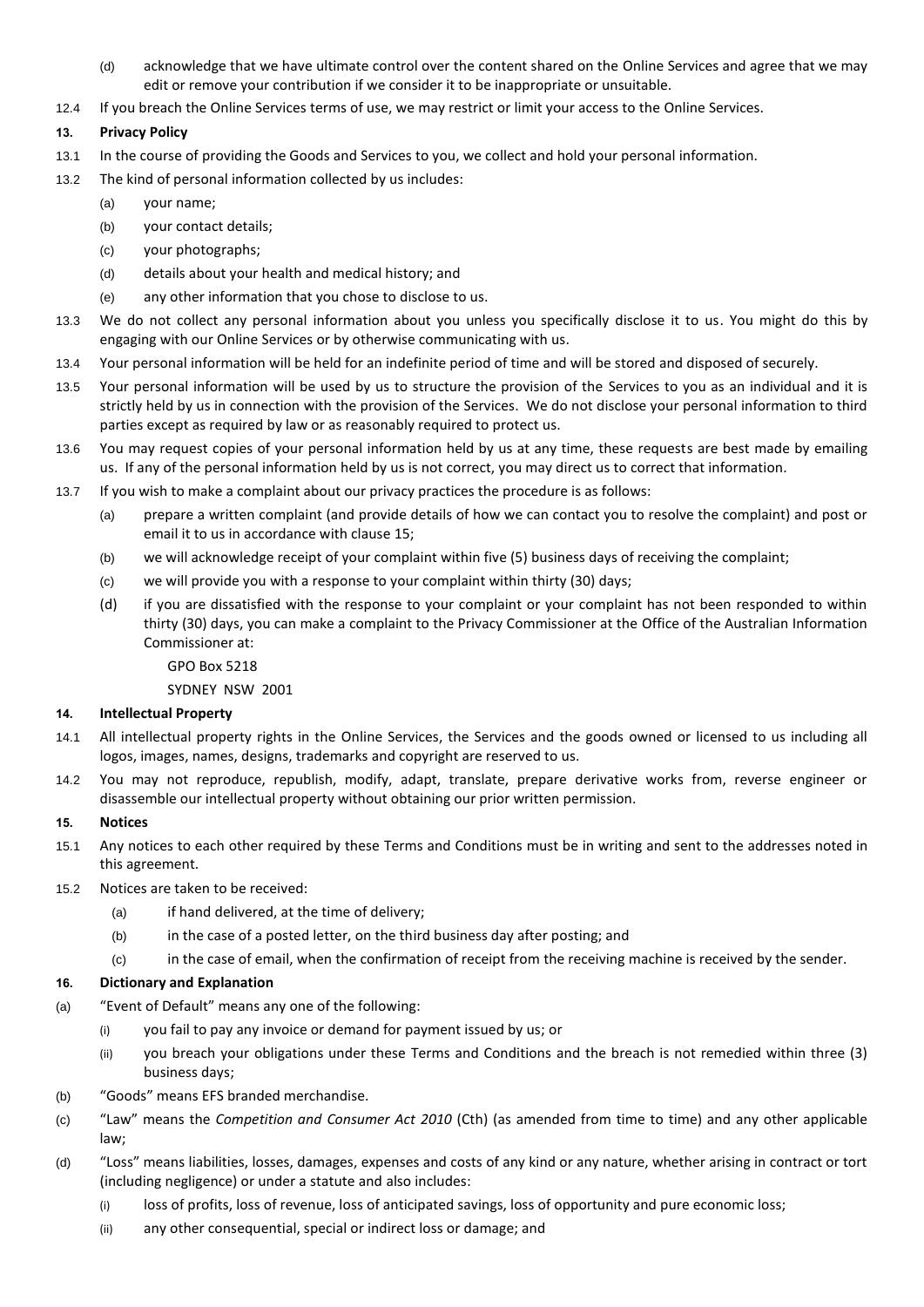(d) acknowledge that we have ultimate control over the content shared on the Online Services and agree that we may edit or remove your contribution if we consider it to be inappropriate or unsuitable.

12.4 If you breach the Online Services terms of use, we may restrict or limit your access to the Online Services.

**13. Privacy Policy**

13.1 In the course of providing the Goods and Services to you, we collect and hold your personal information.

13.2 The kind of personal information collected by us includes:

(a) your name;

(b) your contact details;

(c) your photographs;

(d) details about your health and medical history; and

(e) any other information that you chose to disclose to us.

13.3 We do not collect any personal information about you unless you specifically disclose it to us. You might do this by engaging with our Online Services or by otherwise communicating with us.

13.4 Your personal information will be held for an indefinite period of time and will be stored and disposed of securely.

13.5 Your personal information will be used by us to structure the provision of the Services to you as an individual and it is strictly held by us in connection with the provision of the Services. We do not disclose your personal information to third parties except as required by law or as reasonably required to protect us.

13.6 You may request copies of your personal information held by us at any time, these requests are best made by emailing us. If any of the personal information held by us is not correct, you may direct us to correct that information.

13.7 If you wish to make a complaint about our privacy practices the procedure is as follows:

(a) prepare a written complaint (and provide details of how we can contact you to resolve the complaint) and post or email it to us in accordance with clause 15;

(b) we will acknowledge receipt of your complaint within five (5) business days of receiving the complaint;

(c) we will provide you with a response to your complaint within thirty (30) days;

(d) if you are dissatisfied with the response to your complaint or your complaint has not been responded to within thirty (30) days, you can make a complaint to the Privacy Commissioner at the Office of the Australian Information Commissioner at:

GPO Box 5218
SYDNEY NSW 2001

**14. Intellectual Property**

14.1 All intellectual property rights in the Online Services, the Services and the goods owned or licensed to us including all logos, images, names, designs, trademarks and copyright are reserved to us.

14.2 You may not reproduce, republish, modify, adapt, translate, prepare derivative works from, reverse engineer or disassemble our intellectual property without obtaining our prior written permission.

**15. Notices**

15.1 Any notices to each other required by these Terms and Conditions must be in writing and sent to the addresses noted in this agreement.

15.2 Notices are taken to be received:

(a) if hand delivered, at the time of delivery;

(b) in the case of a posted letter, on the third business day after posting; and

(c) in the case of email, when the confirmation of receipt from the receiving machine is received by the sender.

**16. Dictionary and Explanation**

(a) "Event of Default" means any one of the following:

(i) you fail to pay any invoice or demand for payment issued by us; or

(ii) you breach your obligations under these Terms and Conditions and the breach is not remedied within three (3) business days;

(b) "Goods" means EFS branded merchandise.

(c) "Law" means the *Competition and Consumer Act 2010* (Cth) (as amended from time to time) and any other applicable law;

(d) "Loss" means liabilities, losses, damages, expenses and costs of any kind or any nature, whether arising in contract or tort (including negligence) or under a statute and also includes:

(i) loss of profits, loss of revenue, loss of anticipated savings, loss of opportunity and pure economic loss;

(ii) any other consequential, special or indirect loss or damage; and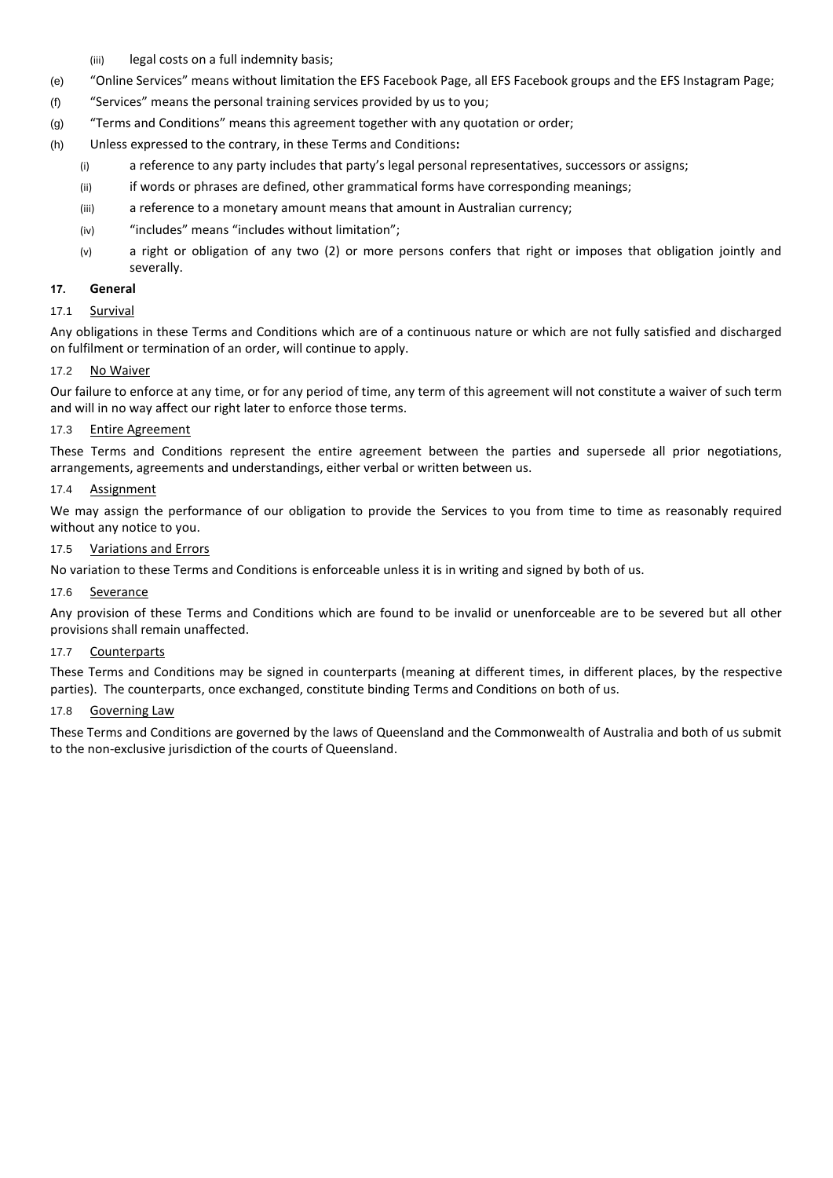(iii) legal costs on a full indemnity basis;

(e) "Online Services" means without limitation the EFS Facebook Page, all EFS Facebook groups and the EFS Instagram Page;

(f) "Services" means the personal training services provided by us to you;

(g) "Terms and Conditions" means this agreement together with any quotation or order;

(h) Unless expressed to the contrary, in these Terms and Conditions**:**

   (i) a reference to any party includes that party's legal personal representatives, successors or assigns;

   (ii) if words or phrases are defined, other grammatical forms have corresponding meanings;

   (iii) a reference to a monetary amount means that amount in Australian currency;

   (iv) "includes" means "includes without limitation";

   (v) a right or obligation of any two (2) or more persons confers that right or imposes that obligation jointly and severally.

**17. General**

17.1 Survival

Any obligations in these Terms and Conditions which are of a continuous nature or which are not fully satisfied and discharged on fulfilment or termination of an order, will continue to apply.

17.2 No Waiver

Our failure to enforce at any time, or for any period of time, any term of this agreement will not constitute a waiver of such term and will in no way affect our right later to enforce those terms.

17.3 Entire Agreement

These Terms and Conditions represent the entire agreement between the parties and supersede all prior negotiations, arrangements, agreements and understandings, either verbal or written between us.

17.4 Assignment

We may assign the performance of our obligation to provide the Services to you from time to time as reasonably required without any notice to you.

17.5 Variations and Errors

No variation to these Terms and Conditions is enforceable unless it is in writing and signed by both of us.

17.6 Severance

Any provision of these Terms and Conditions which are found to be invalid or unenforceable are to be severed but all other provisions shall remain unaffected.

17.7 Counterparts

These Terms and Conditions may be signed in counterparts (meaning at different times, in different places, by the respective parties). The counterparts, once exchanged, constitute binding Terms and Conditions on both of us.

17.8 Governing Law

These Terms and Conditions are governed by the laws of Queensland and the Commonwealth of Australia and both of us submit to the non-exclusive jurisdiction of the courts of Queensland.